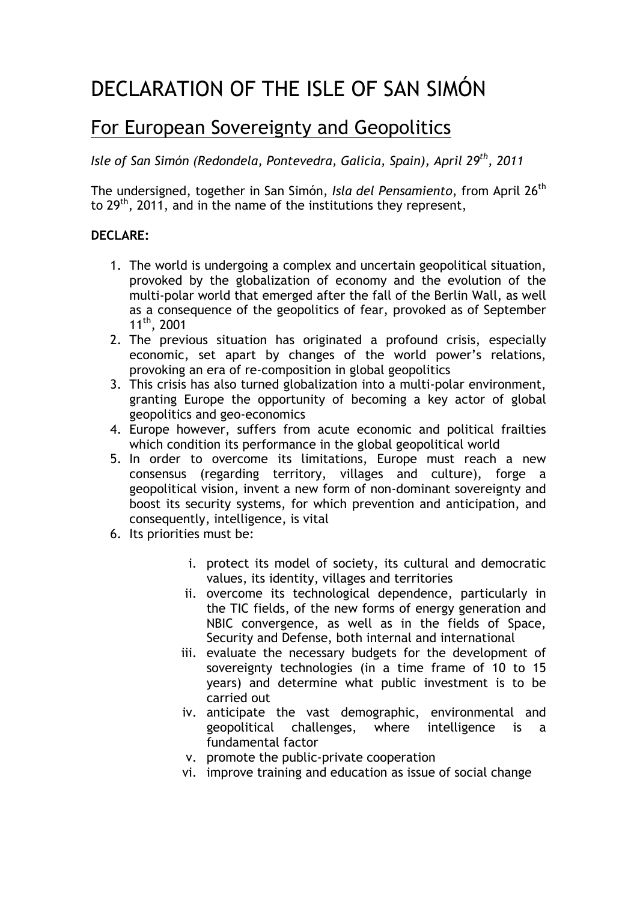# DECLARATION OF THE ISLE OF SAN SIMÓN

## For European Sovereignty and Geopolitics

*Isle of San Simón (Redondela, Pontevedra, Galicia, Spain), April 29th, 2011*

The undersigned, together in San Simón, *Isla del Pensamiento*, from April 26th to 29th, 2011, and in the name of the institutions they represent,

**DECLARE:**

1. The world is undergoing a complex and uncertain geopolitical situation, provoked by the globalization of economy and the evolution of the multi-polar world that emerged after the fall of the Berlin Wall, as well as a consequence of the geopolitics of fear, provoked as of September 11th, 2001
2. The previous situation has originated a profound crisis, especially economic, set apart by changes of the world power's relations, provoking an era of re-composition in global geopolitics
3. This crisis has also turned globalization into a multi-polar environment, granting Europe the opportunity of becoming a key actor of global geopolitics and geo-economics
4. Europe however, suffers from acute economic and political frailties which condition its performance in the global geopolitical world
5. In order to overcome its limitations, Europe must reach a new consensus (regarding territory, villages and culture), forge a geopolitical vision, invent a new form of non-dominant sovereignty and boost its security systems, for which prevention and anticipation, and consequently, intelligence, is vital
6. Its priorities must be:

    i. protect its model of society, its cultural and democratic values, its identity, villages and territories

    ii. overcome its technological dependence, particularly in the TIC fields, of the new forms of energy generation and NBIC convergence, as well as in the fields of Space, Security and Defense, both internal and international

    iii. evaluate the necessary budgets for the development of sovereignty technologies (in a time frame of 10 to 15 years) and determine what public investment is to be carried out

    iv. anticipate the vast demographic, environmental and geopolitical challenges, where intelligence is a fundamental factor

    v. promote the public-private cooperation

    vi. improve training and education as issue of social change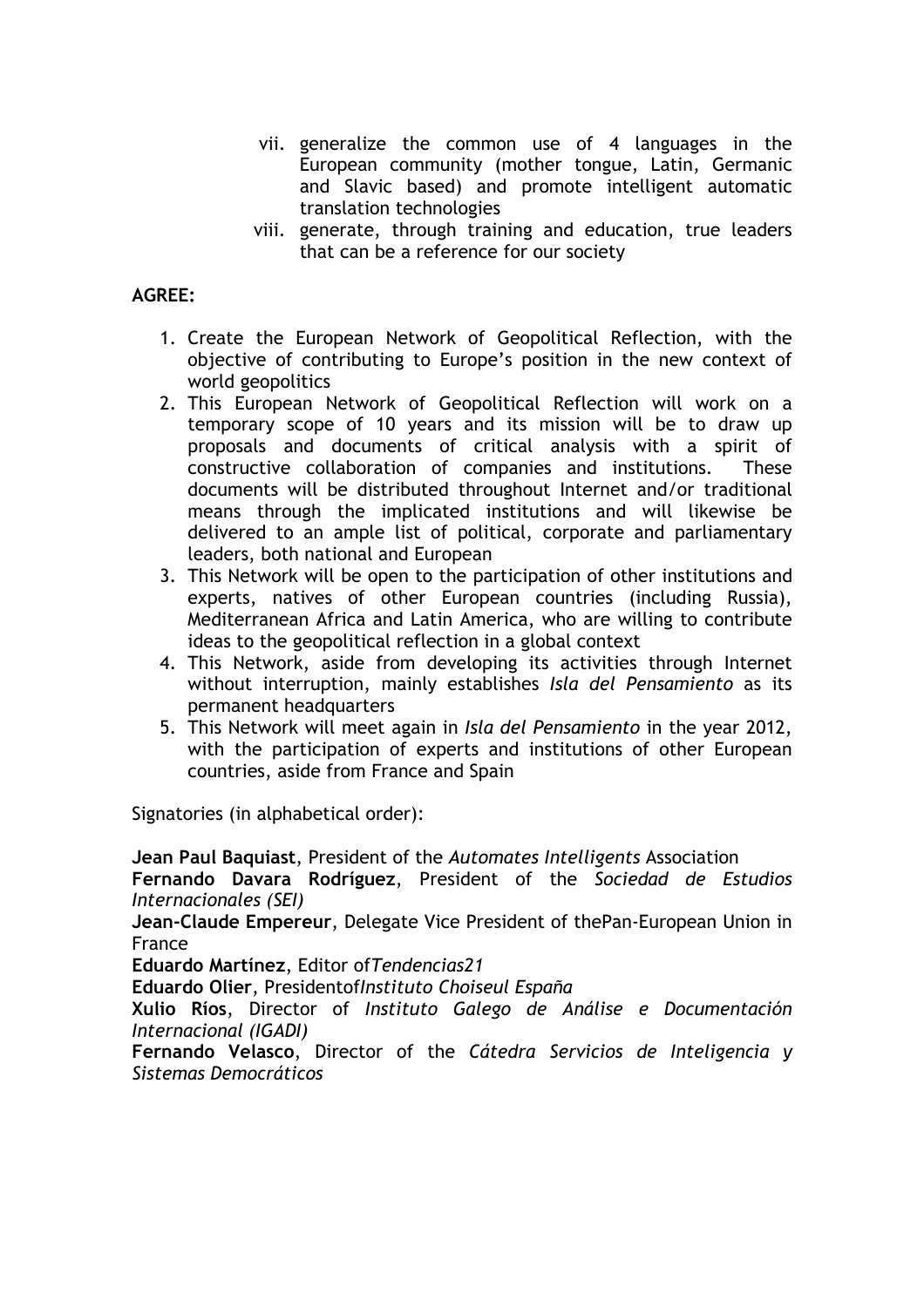vii. generalize the common use of 4 languages in the European community (mother tongue, Latin, Germanic and Slavic based) and promote intelligent automatic translation technologies
viii. generate, through training and education, true leaders that can be a reference for our society

**AGREE:**

1. Create the European Network of Geopolitical Reflection, with the objective of contributing to Europe's position in the new context of world geopolitics
2. This European Network of Geopolitical Reflection will work on a temporary scope of 10 years and its mission will be to draw up proposals and documents of critical analysis with a spirit of constructive collaboration of companies and institutions. These documents will be distributed throughout Internet and/or traditional means through the implicated institutions and will likewise be delivered to an ample list of political, corporate and parliamentary leaders, both national and European
3. This Network will be open to the participation of other institutions and experts, natives of other European countries (including Russia), Mediterranean Africa and Latin America, who are willing to contribute ideas to the geopolitical reflection in a global context
4. This Network, aside from developing its activities through Internet without interruption, mainly establishes *Isla del Pensamiento* as its permanent headquarters
5. This Network will meet again in *Isla del Pensamiento* in the year 2012, with the participation of experts and institutions of other European countries, aside from France and Spain

Signatories (in alphabetical order):

**Jean Paul Baquiast**, President of the *Automates Intelligents* Association
**Fernando Davara Rodríguez**, President of the *Sociedad de Estudios Internacionales (SEI)*
**Jean-Claude Empereur**, Delegate Vice President of thePan-European Union in France
**Eduardo Martínez**, Editor of*Tendencias21*
**Eduardo Olier**, Presidentof*Instituto Choiseul España*
**Xulio Ríos**, Director of *Instituto Galego de Análise e Documentación Internacional (IGADI)*
**Fernando Velasco**, Director of the *Cátedra Servicios de Inteligencia y Sistemas Democráticos*